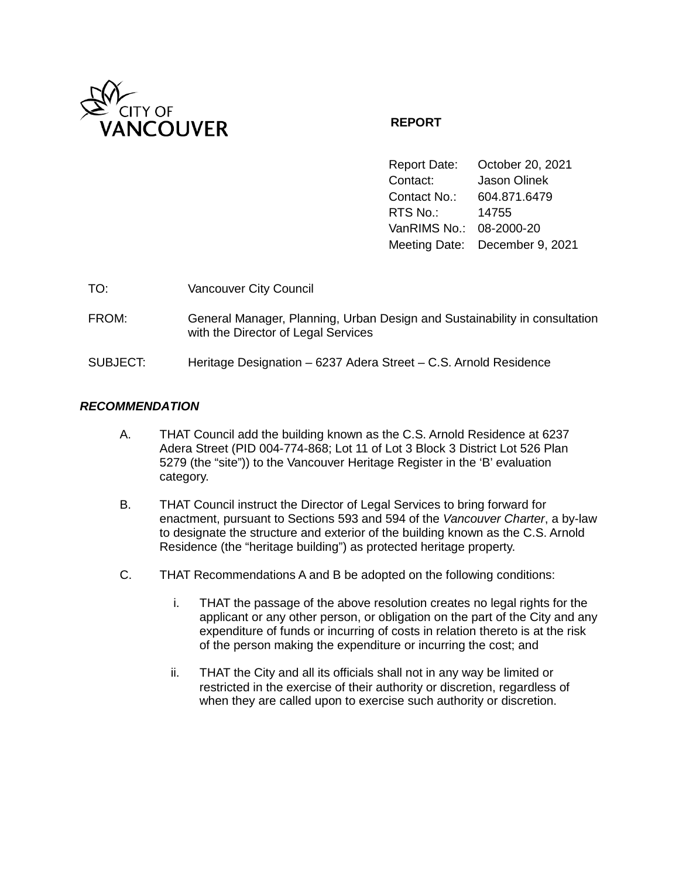CITY OF VANCOUVER

**REPORT**

| | |
|---|---|
| Report Date: | October 20, 2021 |
| Contact: | Jason Olinek |
| Contact No.: | 604.871.6479 |
| RTS No.: | 14755 |
| VanRIMS No.: | 08-2000-20 |
| Meeting Date: | December 9, 2021 |

TO: Vancouver City Council

FROM: General Manager, Planning, Urban Design and Sustainability in consultation with the Director of Legal Services

SUBJECT: Heritage Designation – 6237 Adera Street – C.S. Arnold Residence

## *RECOMMENDATION*

A. THAT Council add the building known as the C.S. Arnold Residence at 6237 Adera Street (PID 004-774-868; Lot 11 of Lot 3 Block 3 District Lot 526 Plan 5279 (the "site")) to the Vancouver Heritage Register in the 'B' evaluation category.

B. THAT Council instruct the Director of Legal Services to bring forward for enactment, pursuant to Sections 593 and 594 of the *Vancouver Charter*, a by-law to designate the structure and exterior of the building known as the C.S. Arnold Residence (the "heritage building") as protected heritage property.

C. THAT Recommendations A and B be adopted on the following conditions:

   i. THAT the passage of the above resolution creates no legal rights for the applicant or any other person, or obligation on the part of the City and any expenditure of funds or incurring of costs in relation thereto is at the risk of the person making the expenditure or incurring the cost; and

   ii. THAT the City and all its officials shall not in any way be limited or restricted in the exercise of their authority or discretion, regardless of when they are called upon to exercise such authority or discretion.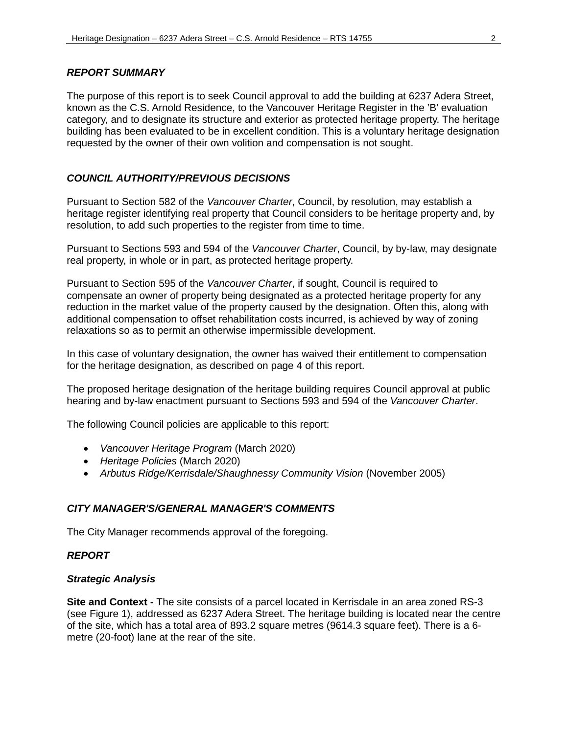***REPORT SUMMARY***

The purpose of this report is to seek Council approval to add the building at 6237 Adera Street, known as the C.S. Arnold Residence, to the Vancouver Heritage Register in the 'B' evaluation category, and to designate its structure and exterior as protected heritage property. The heritage building has been evaluated to be in excellent condition. This is a voluntary heritage designation requested by the owner of their own volition and compensation is not sought.

***COUNCIL AUTHORITY/PREVIOUS DECISIONS***

Pursuant to Section 582 of the *Vancouver Charter*, Council, by resolution, may establish a heritage register identifying real property that Council considers to be heritage property and, by resolution, to add such properties to the register from time to time.

Pursuant to Sections 593 and 594 of the *Vancouver Charter*, Council, by by-law, may designate real property, in whole or in part, as protected heritage property.

Pursuant to Section 595 of the *Vancouver Charter*, if sought, Council is required to compensate an owner of property being designated as a protected heritage property for any reduction in the market value of the property caused by the designation. Often this, along with additional compensation to offset rehabilitation costs incurred, is achieved by way of zoning relaxations so as to permit an otherwise impermissible development.

In this case of voluntary designation, the owner has waived their entitlement to compensation for the heritage designation, as described on page 4 of this report.

The proposed heritage designation of the heritage building requires Council approval at public hearing and by-law enactment pursuant to Sections 593 and 594 of the *Vancouver Charter*.

The following Council policies are applicable to this report:

- *Vancouver Heritage Program* (March 2020)
- *Heritage Policies* (March 2020)
- *Arbutus Ridge/Kerrisdale/Shaughnessy Community Vision* (November 2005)

***CITY MANAGER'S/GENERAL MANAGER'S COMMENTS***

The City Manager recommends approval of the foregoing.

***REPORT***

***Strategic Analysis***

**Site and Context -** The site consists of a parcel located in Kerrisdale in an area zoned RS-3 (see Figure 1), addressed as 6237 Adera Street. The heritage building is located near the centre of the site, which has a total area of 893.2 square metres (9614.3 square feet). There is a 6-metre (20-foot) lane at the rear of the site.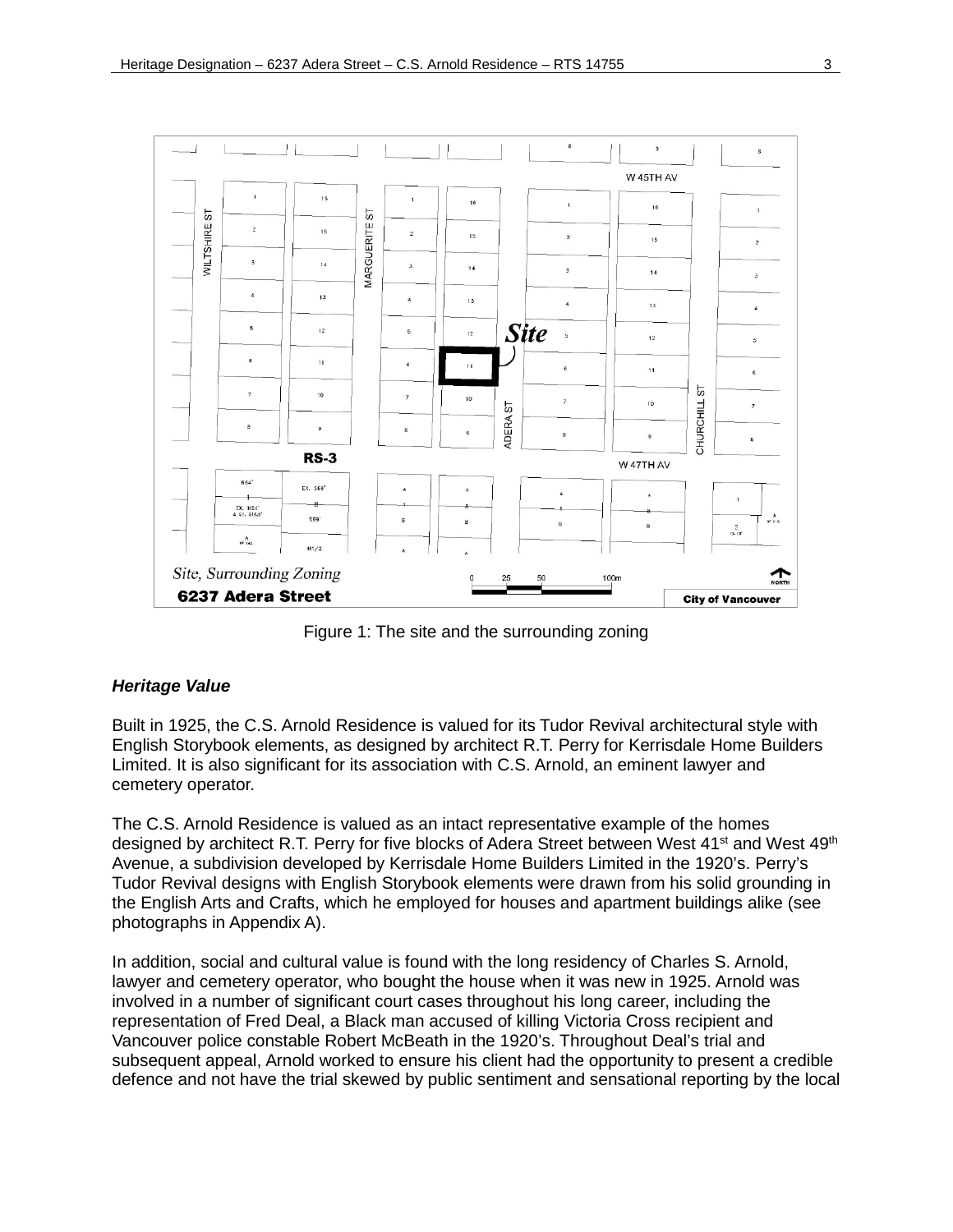Figure 1: The site and the surrounding zoning

***Heritage Value***

Built in 1925, the C.S. Arnold Residence is valued for its Tudor Revival architectural style with English Storybook elements, as designed by architect R.T. Perry for Kerrisdale Home Builders Limited. It is also significant for its association with C.S. Arnold, an eminent lawyer and cemetery operator.

The C.S. Arnold Residence is valued as an intact representative example of the homes designed by architect R.T. Perry for five blocks of Adera Street between West 41st and West 49th Avenue, a subdivision developed by Kerrisdale Home Builders Limited in the 1920's. Perry's Tudor Revival designs with English Storybook elements were drawn from his solid grounding in the English Arts and Crafts, which he employed for houses and apartment buildings alike (see photographs in Appendix A).

In addition, social and cultural value is found with the long residency of Charles S. Arnold, lawyer and cemetery operator, who bought the house when it was new in 1925. Arnold was involved in a number of significant court cases throughout his long career, including the representation of Fred Deal, a Black man accused of killing Victoria Cross recipient and Vancouver police constable Robert McBeath in the 1920's. Throughout Deal's trial and subsequent appeal, Arnold worked to ensure his client had the opportunity to present a credible defence and not have the trial skewed by public sentiment and sensational reporting by the local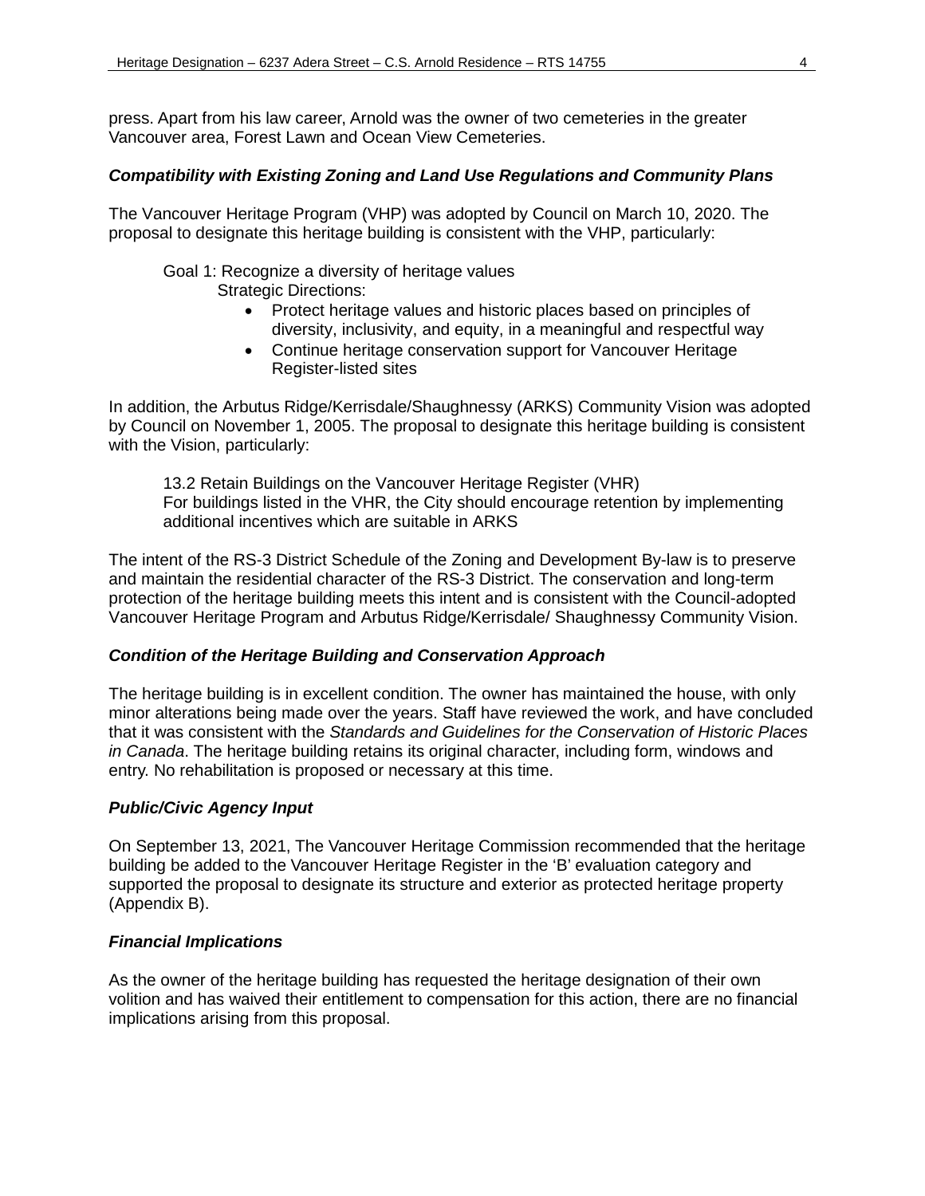press. Apart from his law career, Arnold was the owner of two cemeteries in the greater Vancouver area, Forest Lawn and Ocean View Cemeteries.

***Compatibility with Existing Zoning and Land Use Regulations and Community Plans***

The Vancouver Heritage Program (VHP) was adopted by Council on March 10, 2020. The proposal to designate this heritage building is consistent with the VHP, particularly:

Goal 1: Recognize a diversity of heritage values
Strategic Directions:

- Protect heritage values and historic places based on principles of diversity, inclusivity, and equity, in a meaningful and respectful way
- Continue heritage conservation support for Vancouver Heritage Register-listed sites

In addition, the Arbutus Ridge/Kerrisdale/Shaughnessy (ARKS) Community Vision was adopted by Council on November 1, 2005. The proposal to designate this heritage building is consistent with the Vision, particularly:

13.2 Retain Buildings on the Vancouver Heritage Register (VHR)
For buildings listed in the VHR, the City should encourage retention by implementing additional incentives which are suitable in ARKS

The intent of the RS-3 District Schedule of the Zoning and Development By-law is to preserve and maintain the residential character of the RS-3 District. The conservation and long-term protection of the heritage building meets this intent and is consistent with the Council-adopted Vancouver Heritage Program and Arbutus Ridge/Kerrisdale/ Shaughnessy Community Vision.

***Condition of the Heritage Building and Conservation Approach***

The heritage building is in excellent condition. The owner has maintained the house, with only minor alterations being made over the years. Staff have reviewed the work, and have concluded that it was consistent with the *Standards and Guidelines for the Conservation of Historic Places in Canada*. The heritage building retains its original character, including form, windows and entry. No rehabilitation is proposed or necessary at this time.

***Public/Civic Agency Input***

On September 13, 2021, The Vancouver Heritage Commission recommended that the heritage building be added to the Vancouver Heritage Register in the 'B' evaluation category and supported the proposal to designate its structure and exterior as protected heritage property (Appendix B).

***Financial Implications***

As the owner of the heritage building has requested the heritage designation of their own volition and has waived their entitlement to compensation for this action, there are no financial implications arising from this proposal.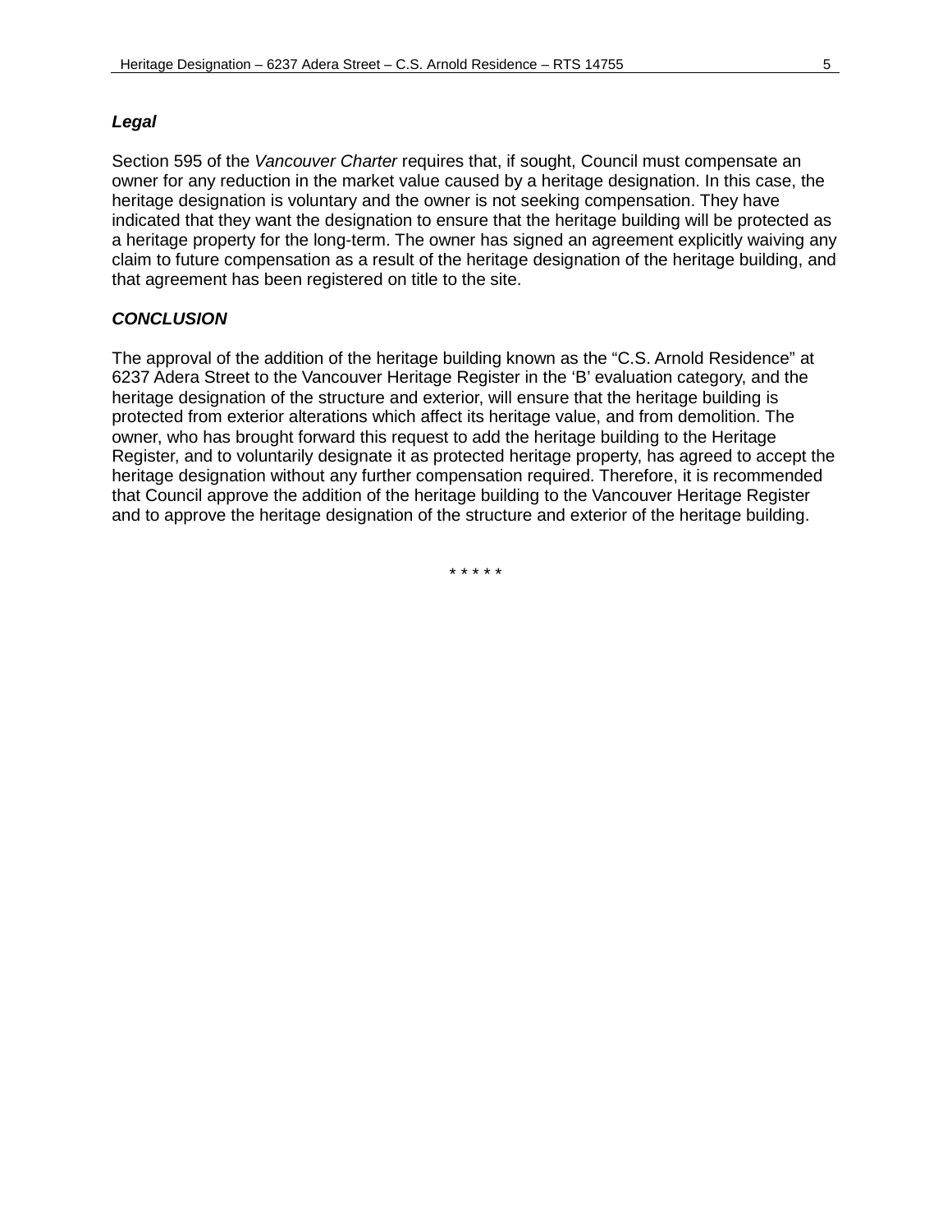### *Legal*

Section 595 of the *Vancouver Charter* requires that, if sought, Council must compensate an owner for any reduction in the market value caused by a heritage designation. In this case, the heritage designation is voluntary and the owner is not seeking compensation. They have indicated that they want the designation to ensure that the heritage building will be protected as a heritage property for the long-term. The owner has signed an agreement explicitly waiving any claim to future compensation as a result of the heritage designation of the heritage building, and that agreement has been registered on title to the site.

### *CONCLUSION*

The approval of the addition of the heritage building known as the "C.S. Arnold Residence" at 6237 Adera Street to the Vancouver Heritage Register in the 'B' evaluation category, and the heritage designation of the structure and exterior, will ensure that the heritage building is protected from exterior alterations which affect its heritage value, and from demolition. The owner, who has brought forward this request to add the heritage building to the Heritage Register, and to voluntarily designate it as protected heritage property, has agreed to accept the heritage designation without any further compensation required. Therefore, it is recommended that Council approve the addition of the heritage building to the Vancouver Heritage Register and to approve the heritage designation of the structure and exterior of the heritage building.

\* \* \* \* \*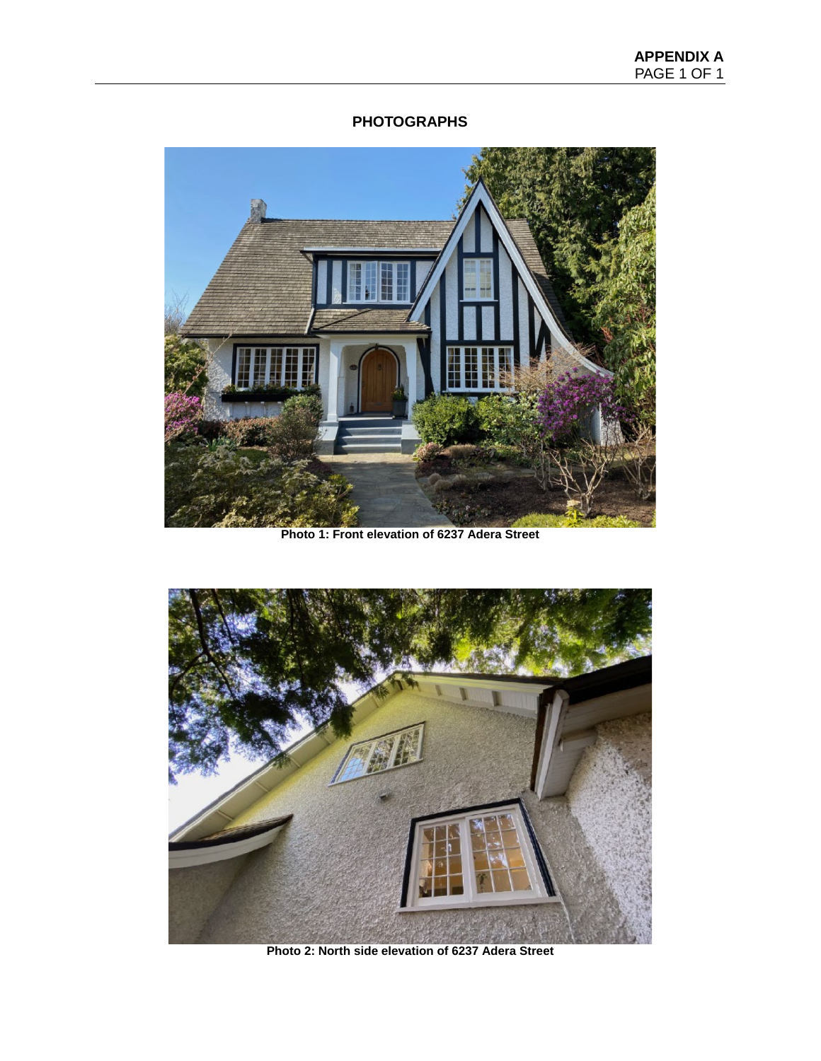# APPENDIX A
PAGE 1 OF 1

## PHOTOGRAPHS

**Photo 1: Front elevation of 6237 Adera Street**

**Photo 2: North side elevation of 6237 Adera Street**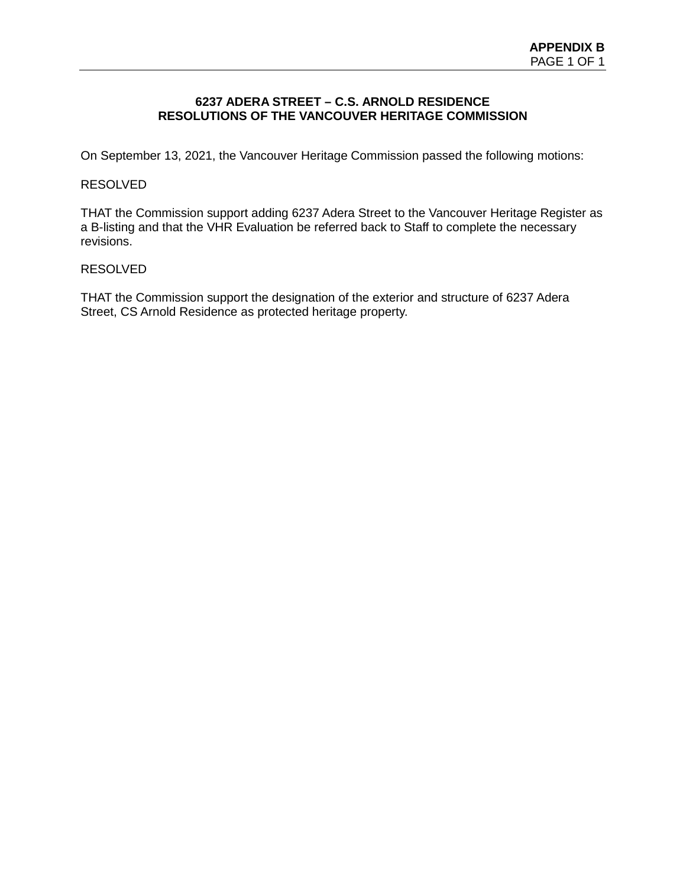**APPENDIX B**

## 6237 ADERA STREET – C.S. ARNOLD RESIDENCE
## RESOLUTIONS OF THE VANCOUVER HERITAGE COMMISSION

On September 13, 2021, the Vancouver Heritage Commission passed the following motions:

RESOLVED

THAT the Commission support adding 6237 Adera Street to the Vancouver Heritage Register as a B-listing and that the VHR Evaluation be referred back to Staff to complete the necessary revisions.

RESOLVED

THAT the Commission support the designation of the exterior and structure of 6237 Adera Street, CS Arnold Residence as protected heritage property.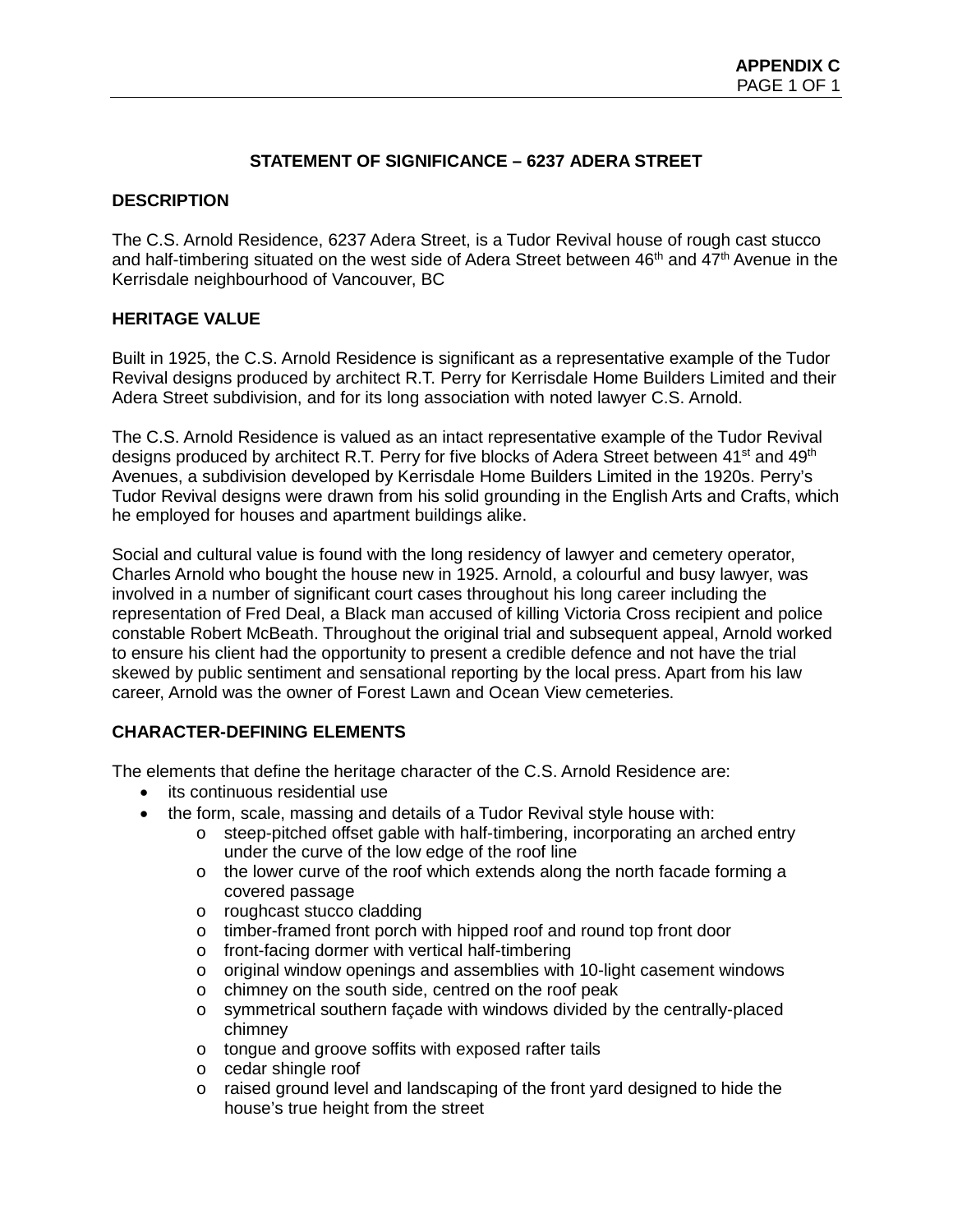**APPENDIX C**

## STATEMENT OF SIGNIFICANCE – 6237 ADERA STREET

### DESCRIPTION

The C.S. Arnold Residence, 6237 Adera Street, is a Tudor Revival house of rough cast stucco and half-timbering situated on the west side of Adera Street between 46th and 47th Avenue in the Kerrisdale neighbourhood of Vancouver, BC

### HERITAGE VALUE

Built in 1925, the C.S. Arnold Residence is significant as a representative example of the Tudor Revival designs produced by architect R.T. Perry for Kerrisdale Home Builders Limited and their Adera Street subdivision, and for its long association with noted lawyer C.S. Arnold.

The C.S. Arnold Residence is valued as an intact representative example of the Tudor Revival designs produced by architect R.T. Perry for five blocks of Adera Street between 41st and 49th Avenues, a subdivision developed by Kerrisdale Home Builders Limited in the 1920s. Perry's Tudor Revival designs were drawn from his solid grounding in the English Arts and Crafts, which he employed for houses and apartment buildings alike.

Social and cultural value is found with the long residency of lawyer and cemetery operator, Charles Arnold who bought the house new in 1925. Arnold, a colourful and busy lawyer, was involved in a number of significant court cases throughout his long career including the representation of Fred Deal, a Black man accused of killing Victoria Cross recipient and police constable Robert McBeath. Throughout the original trial and subsequent appeal, Arnold worked to ensure his client had the opportunity to present a credible defence and not have the trial skewed by public sentiment and sensational reporting by the local press. Apart from his law career, Arnold was the owner of Forest Lawn and Ocean View cemeteries.

### CHARACTER-DEFINING ELEMENTS

The elements that define the heritage character of the C.S. Arnold Residence are:

- its continuous residential use
- the form, scale, massing and details of a Tudor Revival style house with:
  - steep-pitched offset gable with half-timbering, incorporating an arched entry under the curve of the low edge of the roof line
  - the lower curve of the roof which extends along the north facade forming a covered passage
  - roughcast stucco cladding
  - timber-framed front porch with hipped roof and round top front door
  - front-facing dormer with vertical half-timbering
  - original window openings and assemblies with 10-light casement windows
  - chimney on the south side, centred on the roof peak
  - symmetrical southern façade with windows divided by the centrally-placed chimney
  - tongue and groove soffits with exposed rafter tails
  - cedar shingle roof
  - raised ground level and landscaping of the front yard designed to hide the house's true height from the street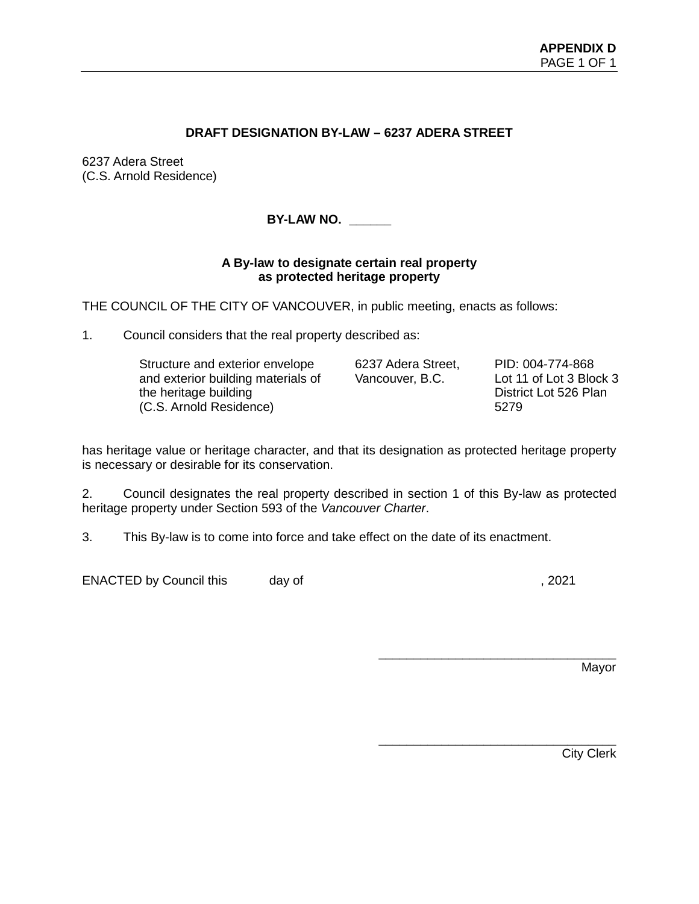**APPENDIX D**
PAGE 1 OF 1

## DRAFT DESIGNATION BY-LAW – 6237 ADERA STREET

6237 Adera Street
(C.S. Arnold Residence)

**BY-LAW NO. ______**

**A By-law to designate certain real property as protected heritage property**

THE COUNCIL OF THE CITY OF VANCOUVER, in public meeting, enacts as follows:

1. Council considers that the real property described as:

| | | |
|---|---|---|
| Structure and exterior envelope and exterior building materials of the heritage building (C.S. Arnold Residence) | 6237 Adera Street, Vancouver, B.C. | PID: 004-774-868 Lot 11 of Lot 3 Block 3 District Lot 526 Plan 5279 |

has heritage value or heritage character, and that its designation as protected heritage property is necessary or desirable for its conservation.

2. Council designates the real property described in section 1 of this By-law as protected heritage property under Section 593 of the *Vancouver Charter*.

3. This By-law is to come into force and take effect on the date of its enactment.

ENACTED by Council this day of , 2021

_________________________________
Mayor

_________________________________
City Clerk